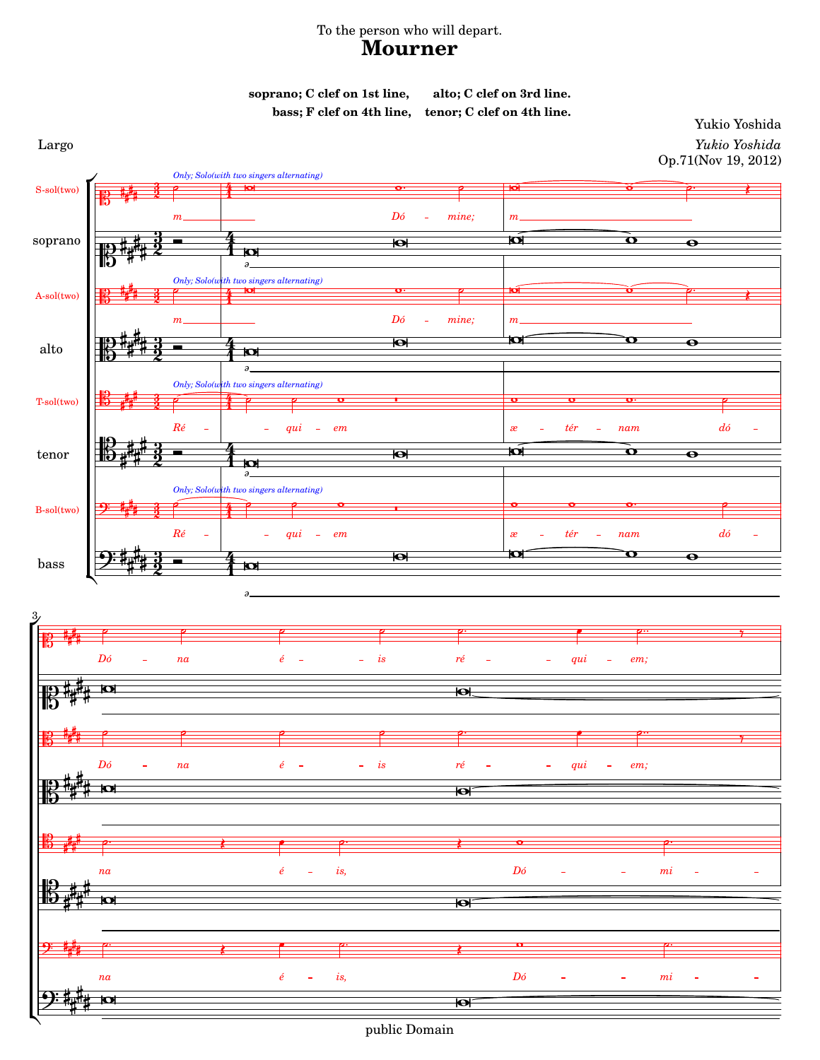To the person who will depart.

# Mourner

**soprano; C clef on 1st line, alto; C clef on 3rd line.**
**bass; F clef on 4th line, tenor; C clef on 4th line.**

Yukio Yoshida
*Yukio Yoshida*
Op.71(Nov 19, 2012)

Largo

*Only; Solo(with two singers alternating)*

S-sol(two): m Dó - mine; m
soprano: ə
A-sol(two): m Dó - mine; m
alto: ə
T-sol(two): Ré - - qui - em æ - tér - nam dó -
tenor: ə
B-sol(two): Ré - - qui - em æ - tér - nam dó -
bass: ə

3

S-sol(two): Dó - na é - - is ré - - qui - em;
A-sol(two): Dó - na é - - is ré - - qui - em;
T-sol(two): na é - is, Dó - - mi -
B-sol(two): na é - is, Dó - - mi -

public Domain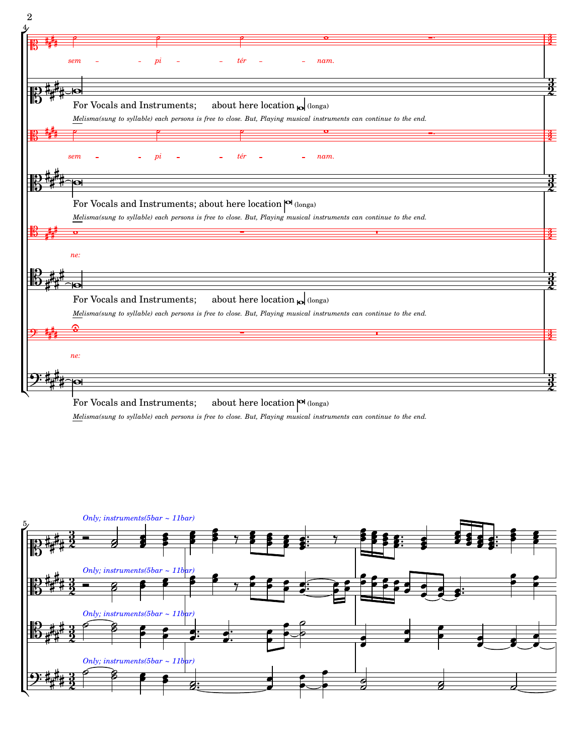sem – – pi – – tér – – nam.

For Vocals and Instruments; about here location (longa)

*Melisma(sung to syllable) each persons is free to close. But, Playing musical instruments can continue to the end.*

sem – – pi – – tér – – nam.

For Vocals and Instruments; about here location (longa)

*Melisma(sung to syllable) each persons is free to close. But, Playing musical instruments can continue to the end.*

ne:

For Vocals and Instruments; about here location (longa)

*Melisma(sung to syllable) each persons is free to close. But, Playing musical instruments can continue to the end.*

ne:

For Vocals and Instruments; about here location (longa)

*Melisma(sung to syllable) each persons is free to close. But, Playing musical instruments can continue to the end.*

*Only; instruments(5bar ~ 11bar)*

*Only; instruments(5bar ~ 11bar)*

*Only; instruments(5bar ~ 11bar)*

*Only; instruments(5bar ~ 11bar)*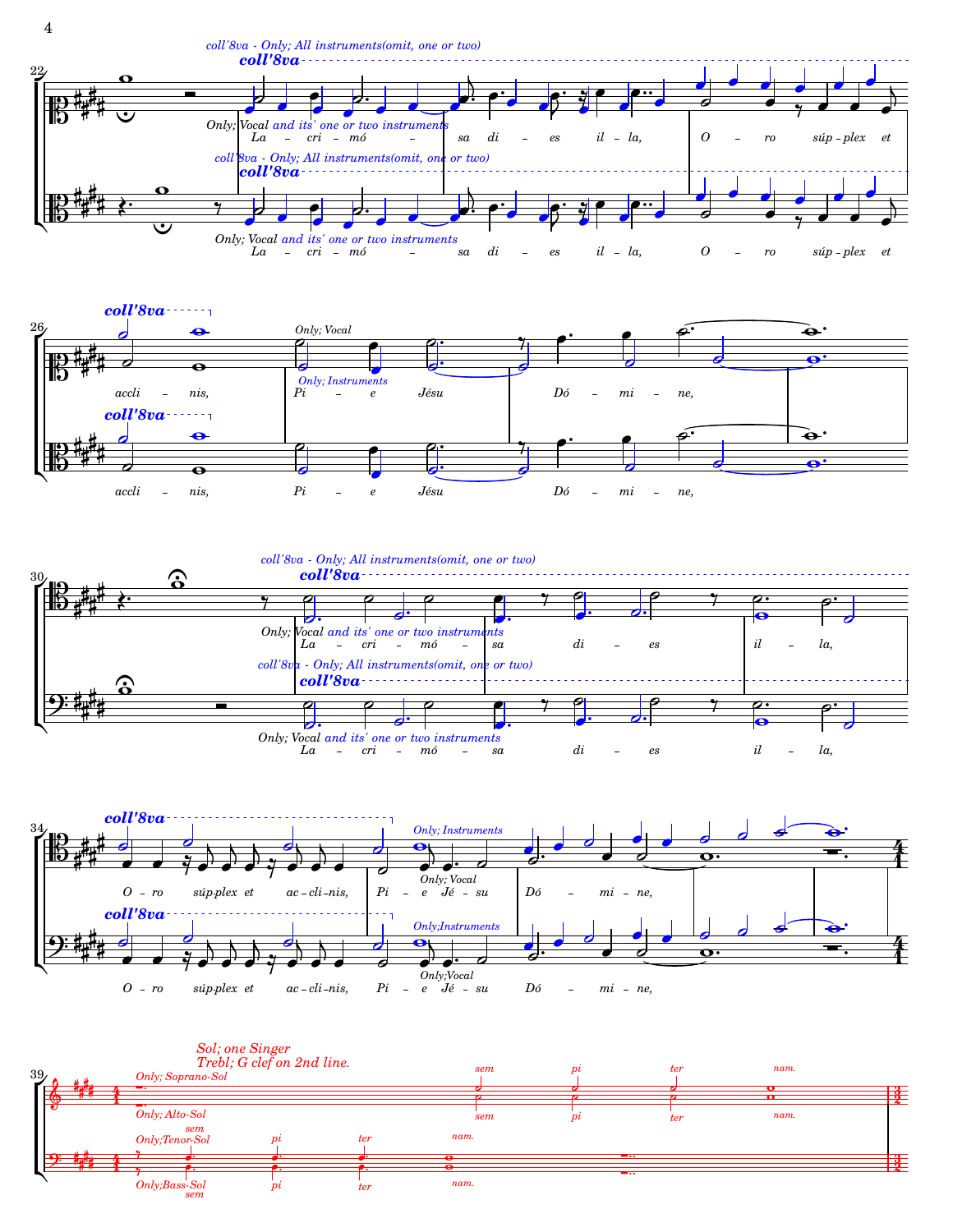coll'8va - Only; All instruments(omit, one or two)

**coll'8va**

Only; Vocal and its' one or two instruments

La – cri – mó – sa di – es il – la, O – ro súp – plex et

coll'8va - Only; All instruments(omit, one or two)

**coll'8va**

Only; Vocal and its' one or two instruments

La – cri – mó – sa di – es il – la, O – ro súp – plex et

**coll'8va**

Only; Vocal

Only; Instruments

accli – nis, Pi – e Jésu Dó – mi – ne,

**coll'8va**

accli – nis, Pi – e Jésu Dó – mi – ne,

coll'8va - Only; All instruments(omit, one or two)

**coll'8va**

Only; Vocal and its' one or two instruments

La – cri – mó – sa di – es il – la,

coll'8va - Only; All instruments(omit, one or two)

**coll'8va**

Only; Vocal and its' one or two instruments

La – cri – mó – sa di – es il – la,

**coll'8va**

Only; Instruments

Only; Vocal

O – ro súp-plex et ac – cli – nis, Pi – e Jé – su Dó – mi – ne,

**coll'8va**

Only;Instruments

Only;Vocal

O – ro súp-plex et ac – cli – nis, Pi – e Jé – su Dó – mi – ne,

Sol; one Singer
Trebl; G clef on 2nd line.

Only; Soprano-Sol

sem pi ter nam.

Only; Alto-Sol

sem pi ter nam.

Only;Tenor-Sol

sem pi ter nam.

Only;Bass-Sol

sem pi ter nam.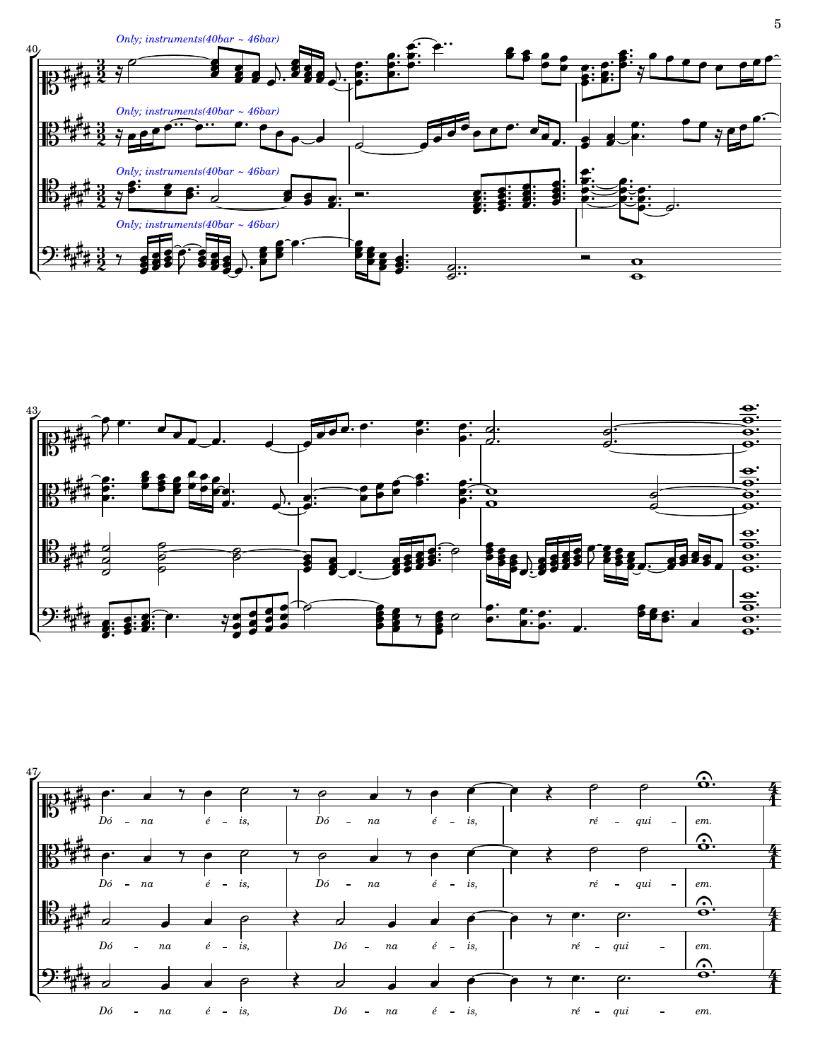*Only; instruments(40bar ~ 46bar)*

*Only; instruments(40bar ~ 46bar)*

*Only; instruments(40bar ~ 46bar)*

*Only; instruments(40bar ~ 46bar)*

Dó – na é – is, Dó – na é – is, ré – qui – em.

Dó – na é – is, Dó – na é – is, ré – qui – em.

Dó – na é – is, Dó – na é – is, ré – qui – em.

Dó – na é – is, Dó – na é – is, ré – qui – em.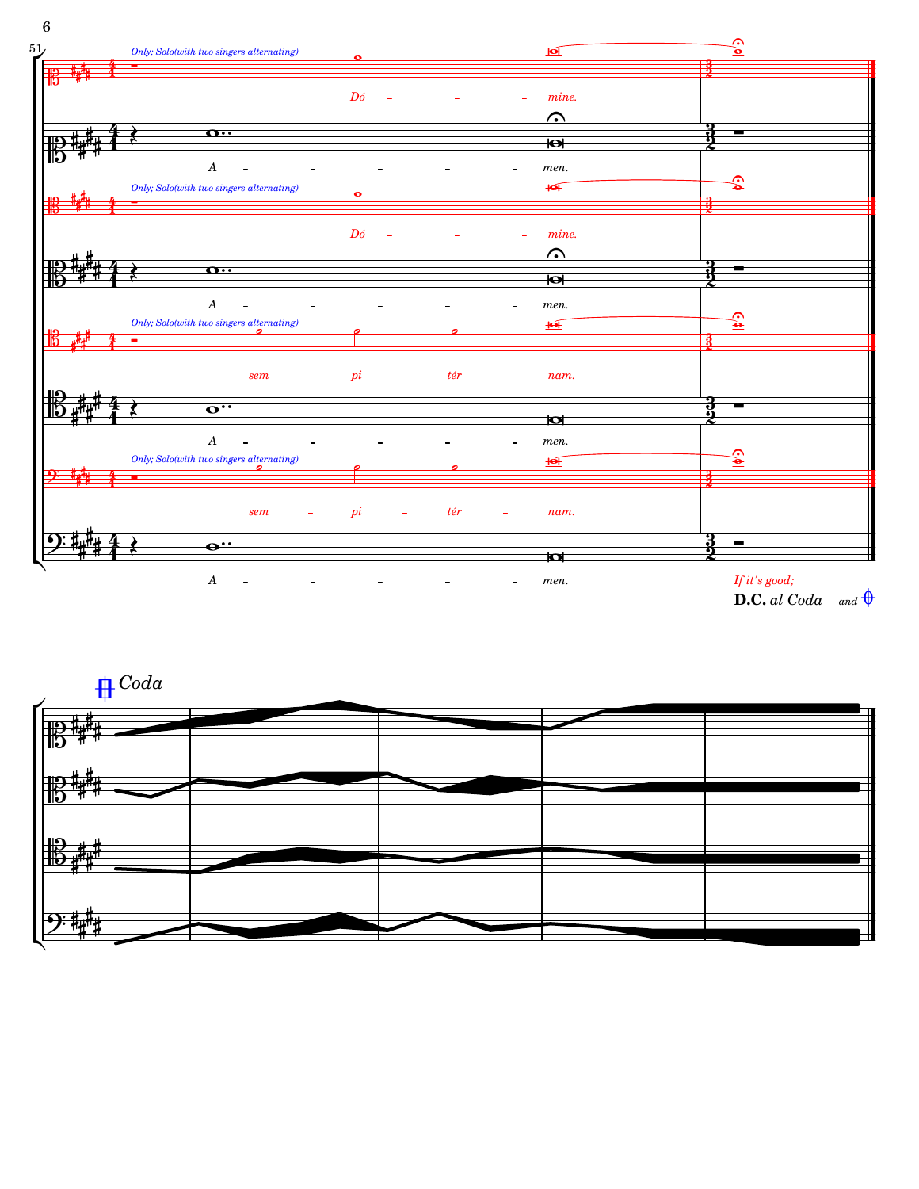*Only; Solo(with two singers alternating)*

Dó – – – mine.

A – – – – – men.

*Only; Solo(with two singers alternating)*

Dó – – – mine.

A – – – – – men.

*Only; Solo(with two singers alternating)*

sem – pi – tér – nam.

A – – – – – men.

*Only; Solo(with two singers alternating)*

sem – pi – tér – nam.

A – – – – – men.

*If it's good;*

**D.C.** *al Coda* *and*

*Coda*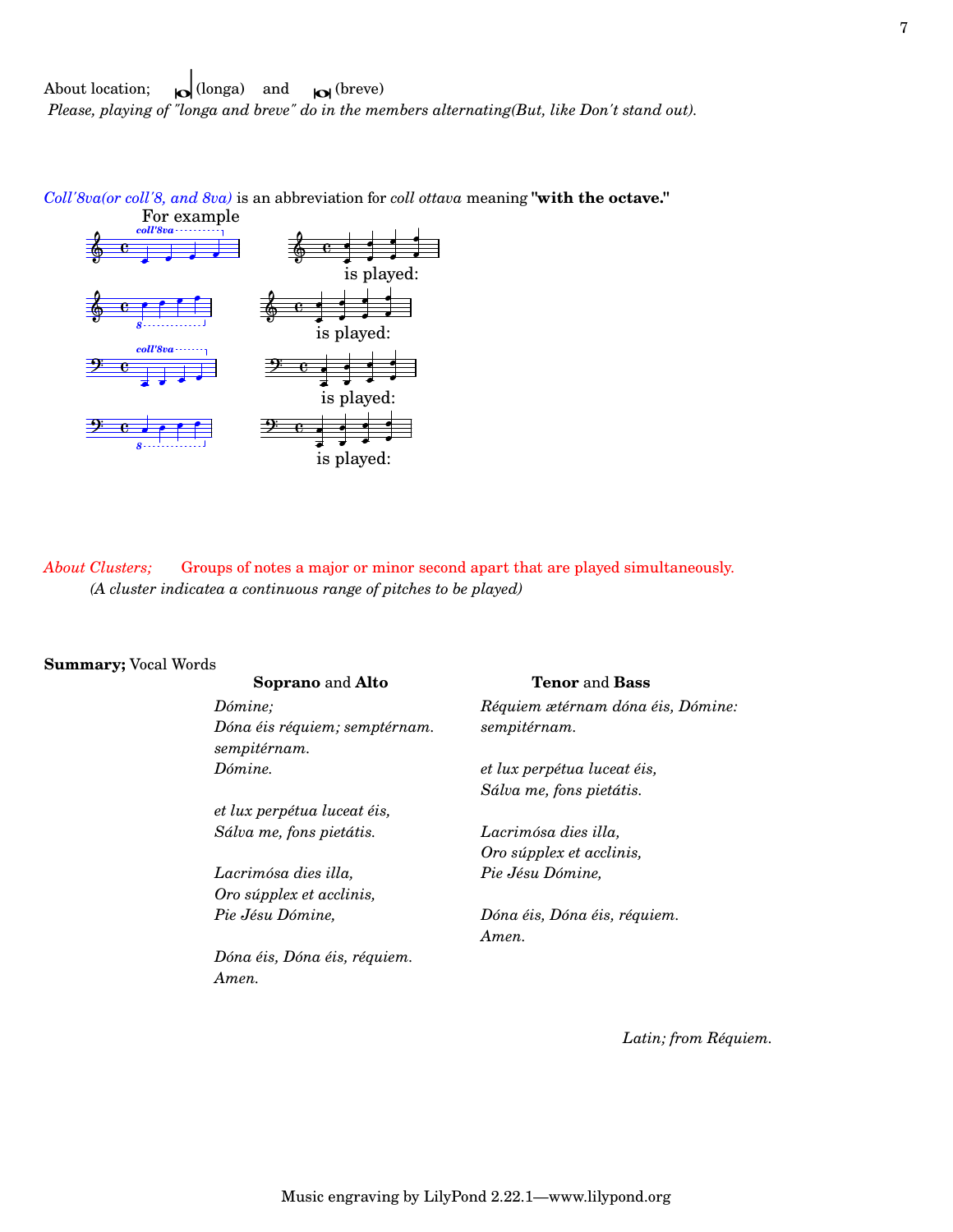About location; (longa) and (breve)

*Please, playing of "longa and breve" do in the members alternating(But, like Don't stand out).*

*Coll'8va(or coll'8, and 8va)* is an abbreviation for *coll ottava* meaning **"with the octave."**

For example

coll'8va

is played:

8

is played:

coll'8va

is played:

8

is played:

*About Clusters;* Groups of notes a major or minor second apart that are played simultaneously.

*(A cluster indicatea a continuous range of pitches to be played)*

**Summary;** Vocal Words

**Soprano** and **Alto**

*Dómine;*
*Dóna éis réquiem; semptérnam.*
*sempitérnam.*
*Dómine.*

*et lux perpétua luceat éis,*
*Sálva me, fons pietátis.*

*Lacrimósa dies illa,*
*Oro súpplex et acclinis,*
*Pie Jésu Dómine,*

*Dóna éis, Dóna éis, réquiem.*
*Amen.*

**Tenor** and **Bass**

*Réquiem ætérnam dóna éis, Dómine:*
*sempitérnam.*

*et lux perpétua luceat éis,*
*Sálva me, fons pietátis.*

*Lacrimósa dies illa,*
*Oro súpplex et acclinis,*
*Pie Jésu Dómine,*

*Dóna éis, Dóna éis, réquiem.*
*Amen.*

*Latin; from Réquiem.*

Music engraving by LilyPond 2.22.1—www.lilypond.org